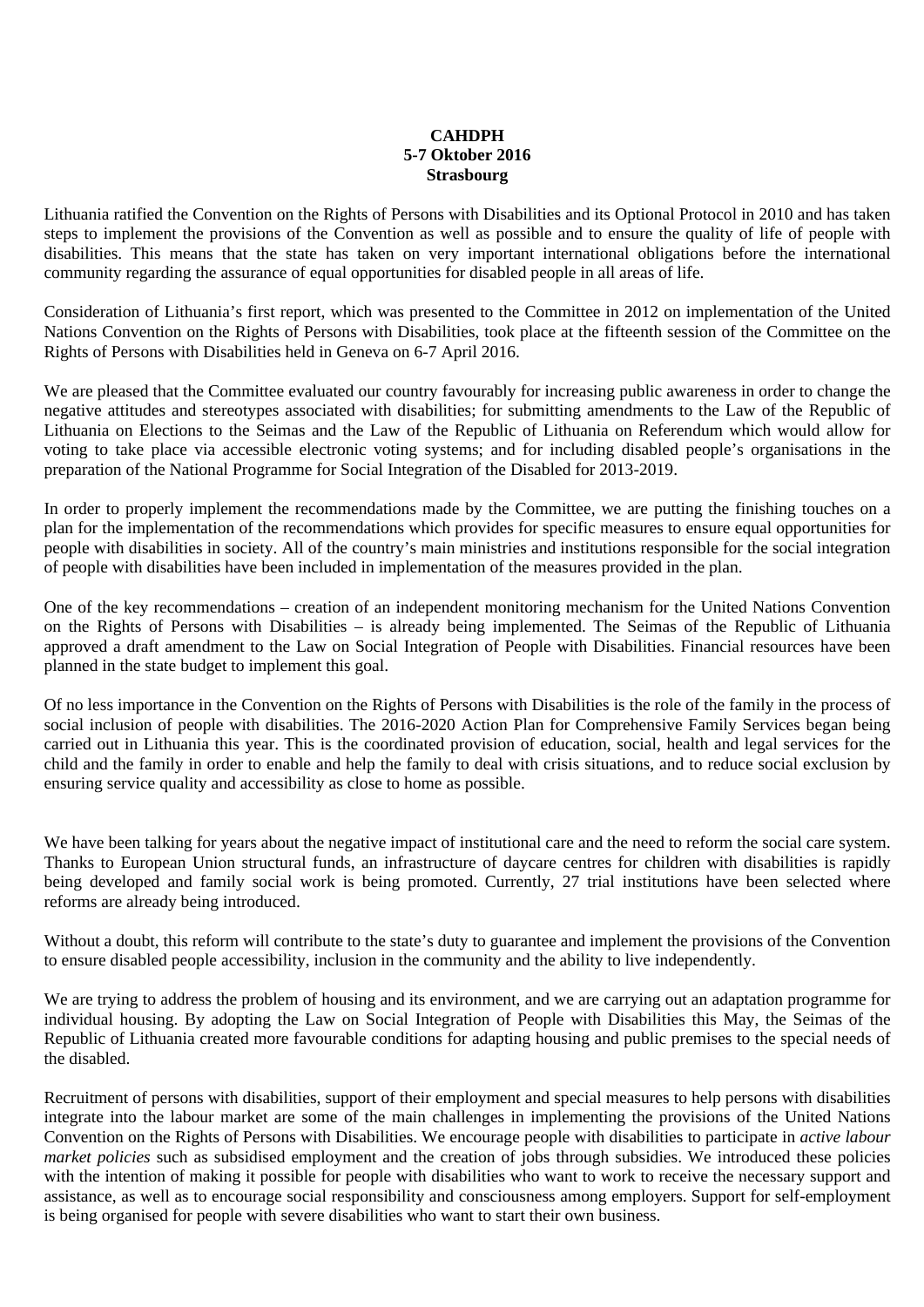**CAHDPH**
**5-7 Oktober 2016**
**Strasbourg**

Lithuania ratified the Convention on the Rights of Persons with Disabilities and its Optional Protocol in 2010 and has taken steps to implement the provisions of the Convention as well as possible and to ensure the quality of life of people with disabilities. This means that the state has taken on very important international obligations before the international community regarding the assurance of equal opportunities for disabled people in all areas of life.

Consideration of Lithuania's first report, which was presented to the Committee in 2012 on implementation of the United Nations Convention on the Rights of Persons with Disabilities, took place at the fifteenth session of the Committee on the Rights of Persons with Disabilities held in Geneva on 6-7 April 2016.

We are pleased that the Committee evaluated our country favourably for increasing public awareness in order to change the negative attitudes and stereotypes associated with disabilities; for submitting amendments to the Law of the Republic of Lithuania on Elections to the Seimas and the Law of the Republic of Lithuania on Referendum which would allow for voting to take place via accessible electronic voting systems; and for including disabled people's organisations in the preparation of the National Programme for Social Integration of the Disabled for 2013-2019.

In order to properly implement the recommendations made by the Committee, we are putting the finishing touches on a plan for the implementation of the recommendations which provides for specific measures to ensure equal opportunities for people with disabilities in society. All of the country's main ministries and institutions responsible for the social integration of people with disabilities have been included in implementation of the measures provided in the plan.

One of the key recommendations – creation of an independent monitoring mechanism for the United Nations Convention on the Rights of Persons with Disabilities – is already being implemented. The Seimas of the Republic of Lithuania approved a draft amendment to the Law on Social Integration of People with Disabilities. Financial resources have been planned in the state budget to implement this goal.

Of no less importance in the Convention on the Rights of Persons with Disabilities is the role of the family in the process of social inclusion of people with disabilities. The 2016-2020 Action Plan for Comprehensive Family Services began being carried out in Lithuania this year. This is the coordinated provision of education, social, health and legal services for the child and the family in order to enable and help the family to deal with crisis situations, and to reduce social exclusion by ensuring service quality and accessibility as close to home as possible.

We have been talking for years about the negative impact of institutional care and the need to reform the social care system. Thanks to European Union structural funds, an infrastructure of daycare centres for children with disabilities is rapidly being developed and family social work is being promoted. Currently, 27 trial institutions have been selected where reforms are already being introduced.

Without a doubt, this reform will contribute to the state's duty to guarantee and implement the provisions of the Convention to ensure disabled people accessibility, inclusion in the community and the ability to live independently.

We are trying to address the problem of housing and its environment, and we are carrying out an adaptation programme for individual housing. By adopting the Law on Social Integration of People with Disabilities this May, the Seimas of the Republic of Lithuania created more favourable conditions for adapting housing and public premises to the special needs of the disabled.

Recruitment of persons with disabilities, support of their employment and special measures to help persons with disabilities integrate into the labour market are some of the main challenges in implementing the provisions of the United Nations Convention on the Rights of Persons with Disabilities. We encourage people with disabilities to participate in *active labour market policies* such as subsidised employment and the creation of jobs through subsidies. We introduced these policies with the intention of making it possible for people with disabilities who want to work to receive the necessary support and assistance, as well as to encourage social responsibility and consciousness among employers. Support for self-employment is being organised for people with severe disabilities who want to start their own business.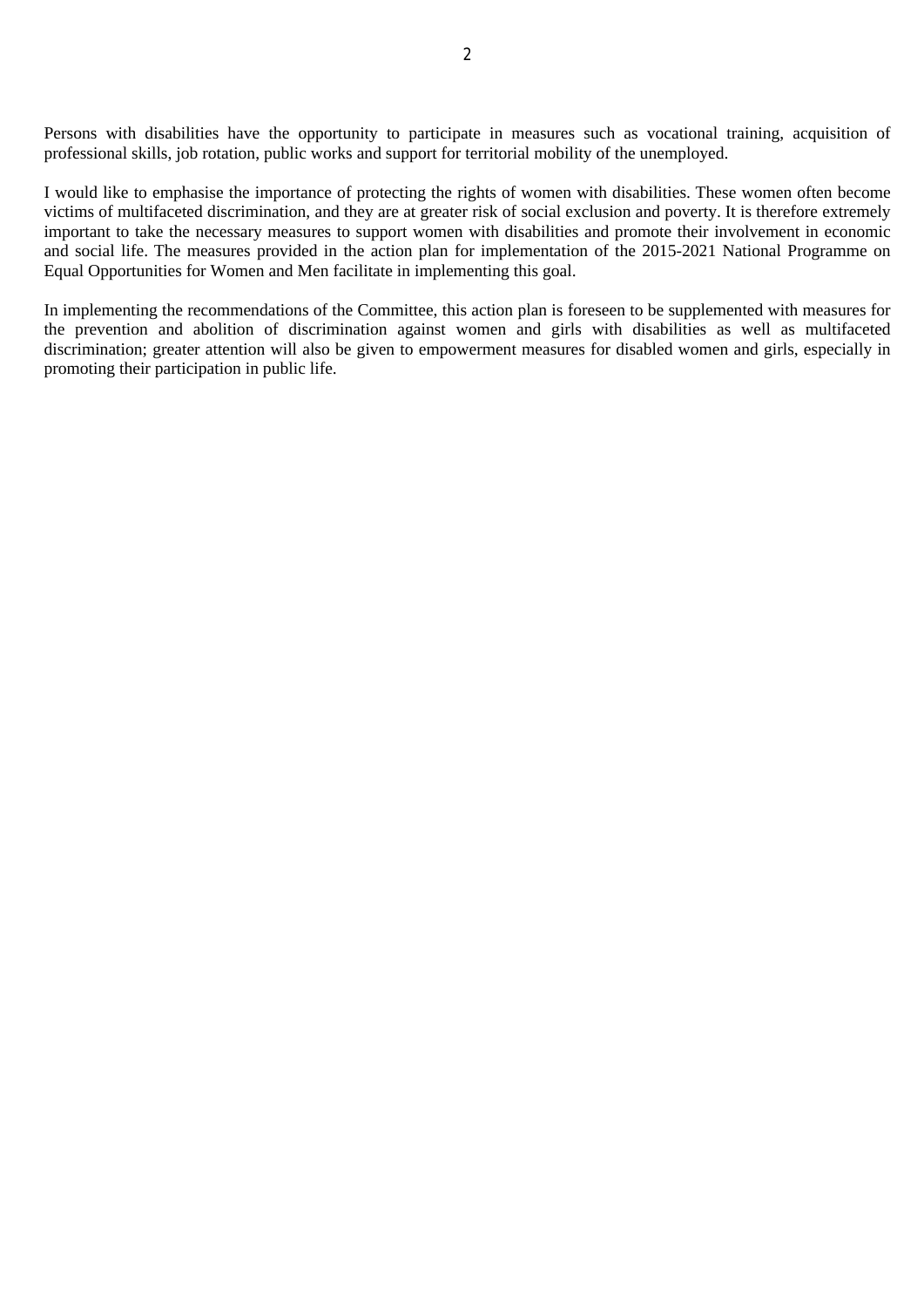Persons with disabilities have the opportunity to participate in measures such as vocational training, acquisition of professional skills, job rotation, public works and support for territorial mobility of the unemployed.

I would like to emphasise the importance of protecting the rights of women with disabilities. These women often become victims of multifaceted discrimination, and they are at greater risk of social exclusion and poverty. It is therefore extremely important to take the necessary measures to support women with disabilities and promote their involvement in economic and social life. The measures provided in the action plan for implementation of the 2015-2021 National Programme on Equal Opportunities for Women and Men facilitate in implementing this goal.

In implementing the recommendations of the Committee, this action plan is foreseen to be supplemented with measures for the prevention and abolition of discrimination against women and girls with disabilities as well as multifaceted discrimination; greater attention will also be given to empowerment measures for disabled women and girls, especially in promoting their participation in public life.